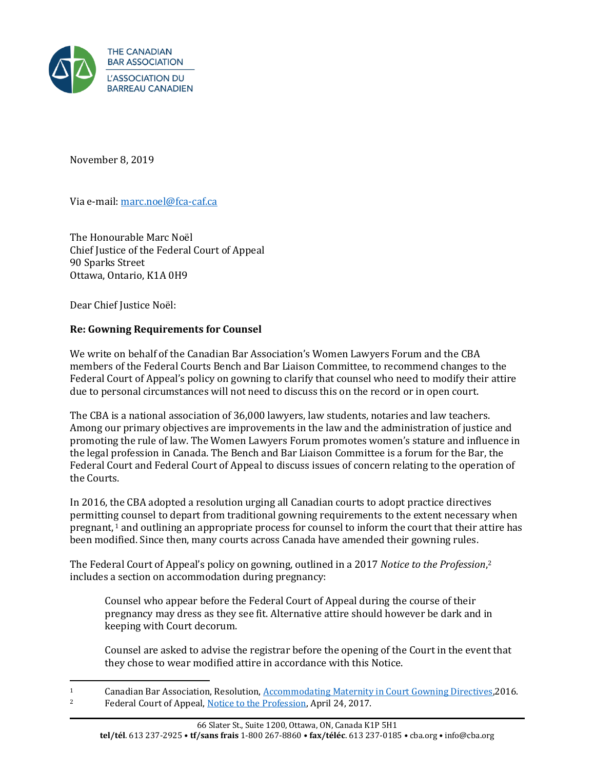THE CANADIAN BAR ASSOCIATION
L'ASSOCIATION DU BARREAU CANADIEN

November 8, 2019

Via e-mail: marc.noel@fca-caf.ca

The Honourable Marc Noël
Chief Justice of the Federal Court of Appeal
90 Sparks Street
Ottawa, Ontario, K1A 0H9

Dear Chief Justice Noël:

**Re: Gowning Requirements for Counsel**

We write on behalf of the Canadian Bar Association's Women Lawyers Forum and the CBA members of the Federal Courts Bench and Bar Liaison Committee, to recommend changes to the Federal Court of Appeal's policy on gowning to clarify that counsel who need to modify their attire due to personal circumstances will not need to discuss this on the record or in open court.

The CBA is a national association of 36,000 lawyers, law students, notaries and law teachers. Among our primary objectives are improvements in the law and the administration of justice and promoting the rule of law. The Women Lawyers Forum promotes women's stature and influence in the legal profession in Canada. The Bench and Bar Liaison Committee is a forum for the Bar, the Federal Court and Federal Court of Appeal to discuss issues of concern relating to the operation of the Courts.

In 2016, the CBA adopted a resolution urging all Canadian courts to adopt practice directives permitting counsel to depart from traditional gowning requirements to the extent necessary when pregnant,[1] and outlining an appropriate process for counsel to inform the court that their attire has been modified. Since then, many courts across Canada have amended their gowning rules.

The Federal Court of Appeal's policy on gowning, outlined in a 2017 *Notice to the Profession*,[2] includes a section on accommodation during pregnancy:

> Counsel who appear before the Federal Court of Appeal during the course of their pregnancy may dress as they see fit. Alternative attire should however be dark and in keeping with Court decorum.
>
> Counsel are asked to advise the registrar before the opening of the Court in the event that they chose to wear modified attire in accordance with this Notice.

---

[1] Canadian Bar Association, Resolution, Accommodating Maternity in Court Gowning Directives,2016.

[2] Federal Court of Appeal, Notice to the Profession, April 24, 2017.

66 Slater St., Suite 1200, Ottawa, ON, Canada K1P 5H1
**tel/tél**. 613 237-2925 • **tf/sans frais** 1-800 267-8860 • **fax/téléc**. 613 237-0185 • cba.org • info@cba.org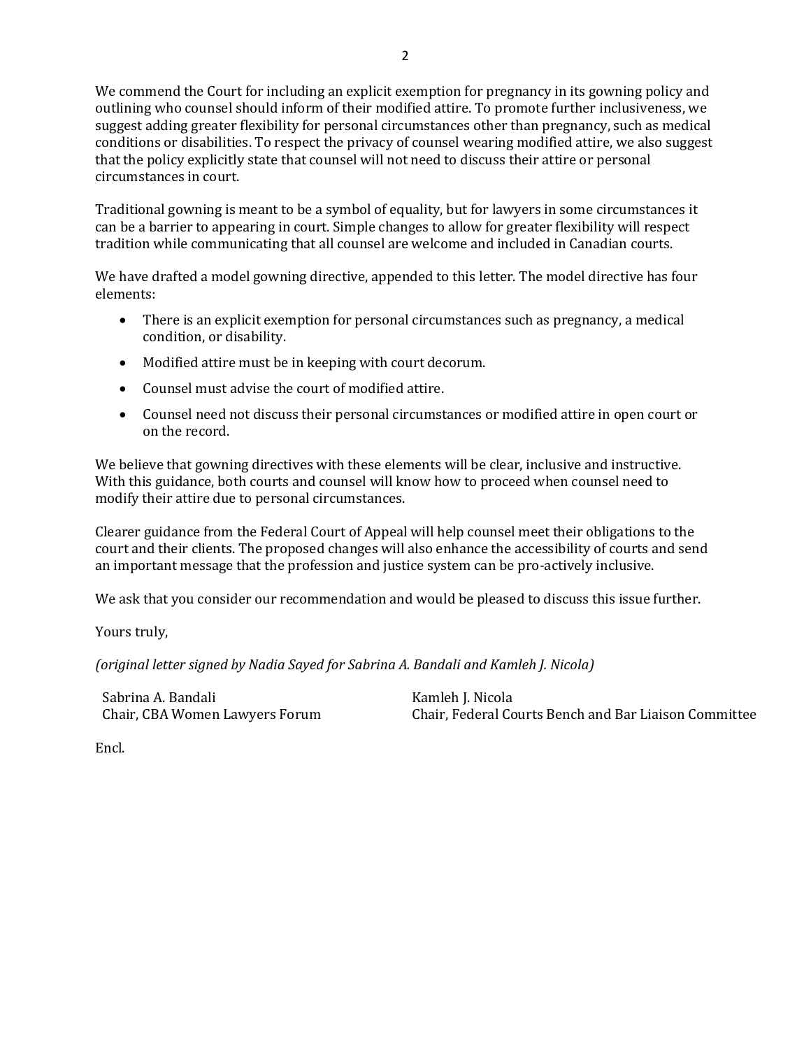We commend the Court for including an explicit exemption for pregnancy in its gowning policy and outlining who counsel should inform of their modified attire. To promote further inclusiveness, we suggest adding greater flexibility for personal circumstances other than pregnancy, such as medical conditions or disabilities. To respect the privacy of counsel wearing modified attire, we also suggest that the policy explicitly state that counsel will not need to discuss their attire or personal circumstances in court.

Traditional gowning is meant to be a symbol of equality, but for lawyers in some circumstances it can be a barrier to appearing in court. Simple changes to allow for greater flexibility will respect tradition while communicating that all counsel are welcome and included in Canadian courts.

We have drafted a model gowning directive, appended to this letter. The model directive has four elements:

- There is an explicit exemption for personal circumstances such as pregnancy, a medical condition, or disability.
- Modified attire must be in keeping with court decorum.
- Counsel must advise the court of modified attire.
- Counsel need not discuss their personal circumstances or modified attire in open court or on the record.

We believe that gowning directives with these elements will be clear, inclusive and instructive. With this guidance, both courts and counsel will know how to proceed when counsel need to modify their attire due to personal circumstances.

Clearer guidance from the Federal Court of Appeal will help counsel meet their obligations to the court and their clients. The proposed changes will also enhance the accessibility of courts and send an important message that the profession and justice system can be pro-actively inclusive.

We ask that you consider our recommendation and would be pleased to discuss this issue further.

Yours truly,

*(original letter signed by Nadia Sayed for Sabrina A. Bandali and Kamleh J. Nicola)*

Sabrina A. Bandali
Chair, CBA Women Lawyers Forum

Kamleh J. Nicola
Chair, Federal Courts Bench and Bar Liaison Committee

Encl.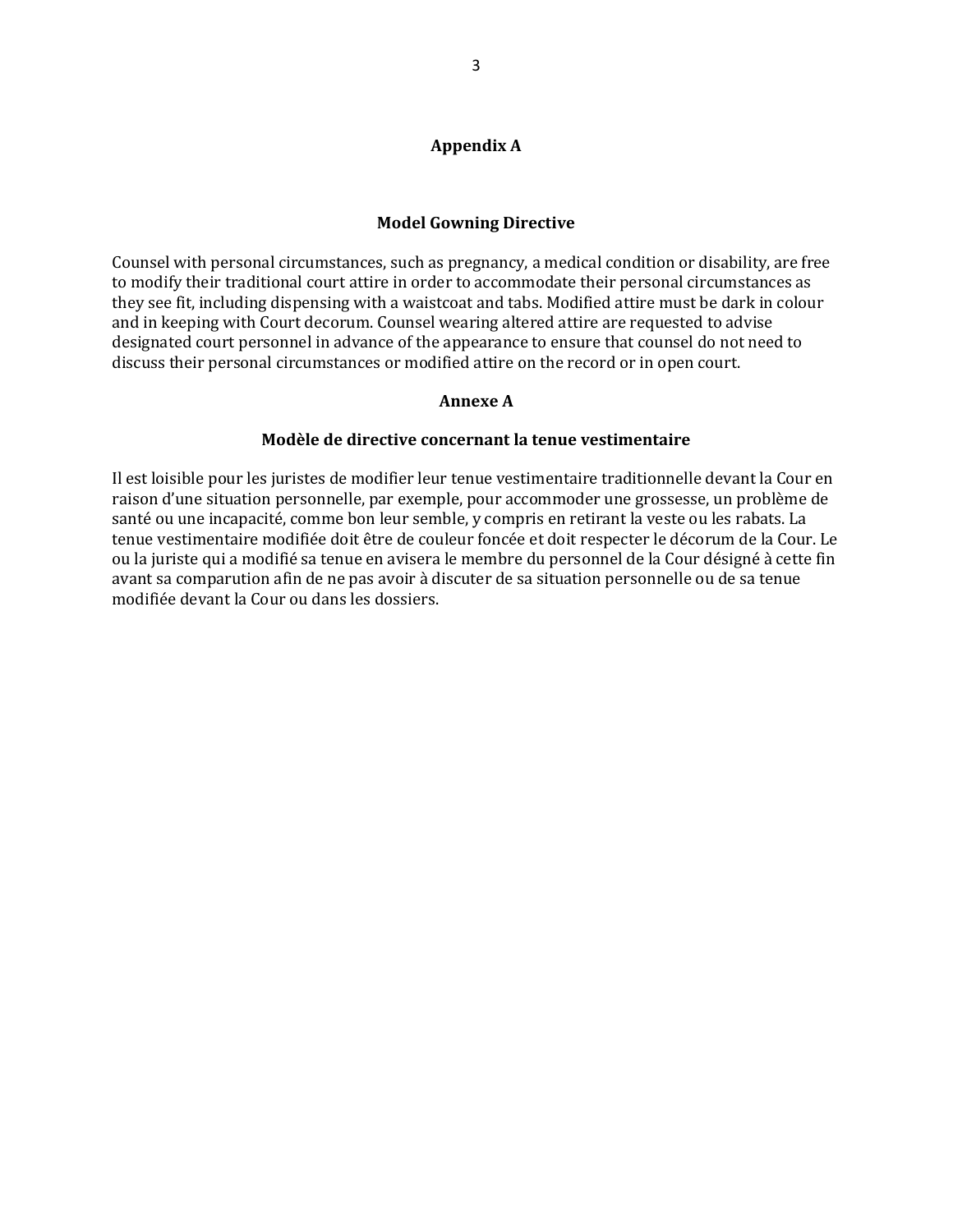## Appendix A

### Model Gowning Directive

Counsel with personal circumstances, such as pregnancy, a medical condition or disability, are free to modify their traditional court attire in order to accommodate their personal circumstances as they see fit, including dispensing with a waistcoat and tabs. Modified attire must be dark in colour and in keeping with Court decorum. Counsel wearing altered attire are requested to advise designated court personnel in advance of the appearance to ensure that counsel do not need to discuss their personal circumstances or modified attire on the record or in open court.

## Annexe A

### Modèle de directive concernant la tenue vestimentaire

Il est loisible pour les juristes de modifier leur tenue vestimentaire traditionnelle devant la Cour en raison d'une situation personnelle, par exemple, pour accommoder une grossesse, un problème de santé ou une incapacité, comme bon leur semble, y compris en retirant la veste ou les rabats. La tenue vestimentaire modifiée doit être de couleur foncée et doit respecter le décorum de la Cour. Le ou la juriste qui a modifié sa tenue en avisera le membre du personnel de la Cour désigné à cette fin avant sa comparution afin de ne pas avoir à discuter de sa situation personnelle ou de sa tenue modifiée devant la Cour ou dans les dossiers.